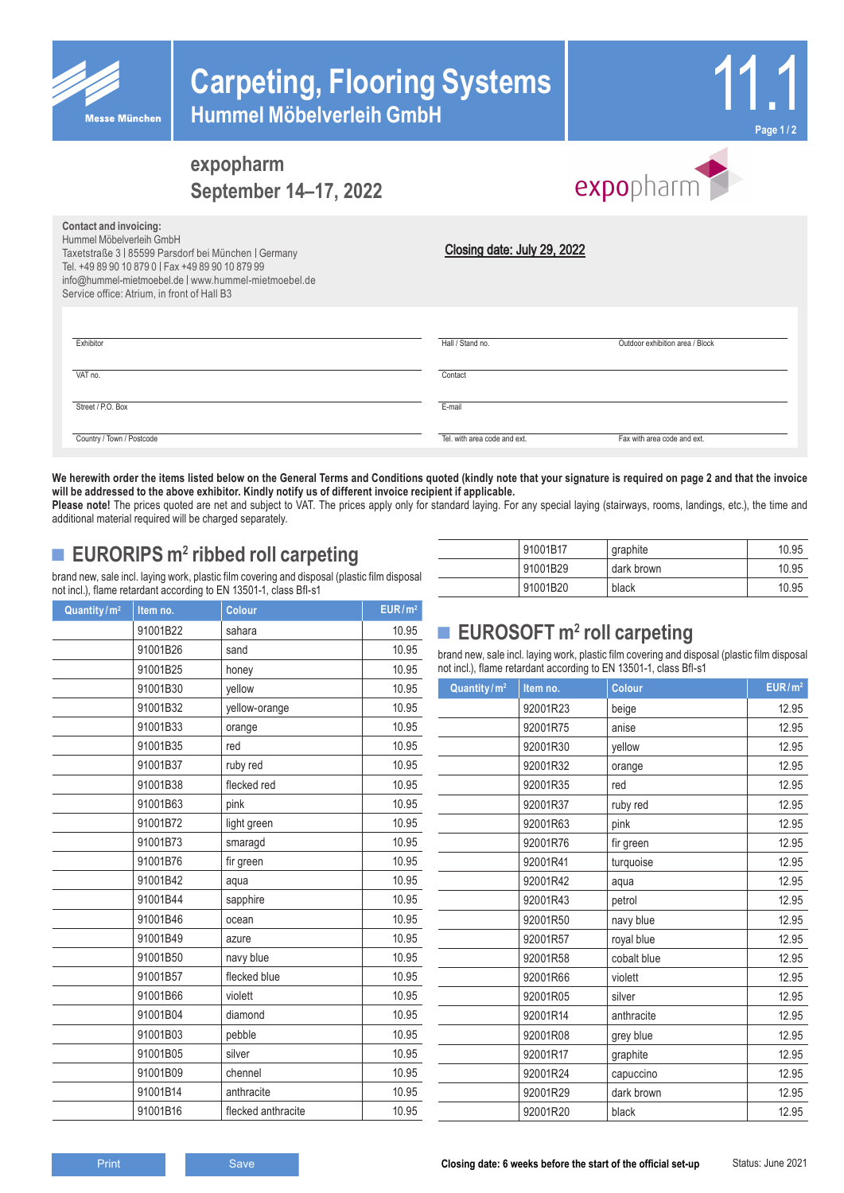# Carpeting, Flooring Systems
## Hummel Möbelverleih GmbH

11.1

**expopharm**
**September 14–17, 2022**

**Contact and invoicing:**
Hummel Möbelverleih GmbH
Taxetstraße 3 | 85599 Parsdorf bei München | Germany
Tel. +49 89 90 10 879 0 | Fax +49 89 90 10 879 99
info@hummel-mietmoebel.de | www.hummel-mietmoebel.de
Service office: Atrium, in front of Hall B3

**Closing date: July 29, 2022**

| | | |
|---|---|---|
| Exhibitor | Hall / Stand no. | Outdoor exhibition area / Block |
| VAT no. | Contact | |
| Street / P.O. Box | E-mail | |
| Country / Town / Postcode | Tel. with area code and ext. | Fax with area code and ext. |

**We herewith order the items listed below on the General Terms and Conditions quoted (kindly note that your signature is required on page 2 and that the invoice will be addressed to the above exhibitor. Kindly notify us of different invoice recipient if applicable.**
**Please note!** The prices quoted are net and subject to VAT. The prices apply only for standard laying. For any special laying (stairways, rooms, landings, etc.), the time and additional material required will be charged separately.

## EURORIPS m² ribbed roll carpeting

brand new, sale incl. laying work, plastic film covering and disposal (plastic film disposal not incl.), flame retardant according to EN 13501-1, class Bfl-s1

| Quantity/m² | Item no. | Colour | EUR/m² |
|---|---|---|---|
| | 91001B22 | sahara | 10.95 |
| | 91001B26 | sand | 10.95 |
| | 91001B25 | honey | 10.95 |
| | 91001B30 | yellow | 10.95 |
| | 91001B32 | yellow-orange | 10.95 |
| | 91001B33 | orange | 10.95 |
| | 91001B35 | red | 10.95 |
| | 91001B37 | ruby red | 10.95 |
| | 91001B38 | flecked red | 10.95 |
| | 91001B63 | pink | 10.95 |
| | 91001B72 | light green | 10.95 |
| | 91001B73 | smaragd | 10.95 |
| | 91001B76 | fir green | 10.95 |
| | 91001B42 | aqua | 10.95 |
| | 91001B44 | sapphire | 10.95 |
| | 91001B46 | ocean | 10.95 |
| | 91001B49 | azure | 10.95 |
| | 91001B50 | navy blue | 10.95 |
| | 91001B57 | flecked blue | 10.95 |
| | 91001B66 | violett | 10.95 |
| | 91001B04 | diamond | 10.95 |
| | 91001B03 | pebble | 10.95 |
| | 91001B05 | silver | 10.95 |
| | 91001B09 | chennel | 10.95 |
| | 91001B14 | anthracite | 10.95 |
| | 91001B16 | flecked anthracite | 10.95 |
| | 91001B17 | graphite | 10.95 |
| | 91001B29 | dark brown | 10.95 |
| | 91001B20 | black | 10.95 |

## EUROSOFT m² roll carpeting

brand new, sale incl. laying work, plastic film covering and disposal (plastic film disposal not incl.), flame retardant according to EN 13501-1, class Bfl-s1

| Quantity/m² | Item no. | Colour | EUR/m² |
|---|---|---|---|
| | 92001R23 | beige | 12.95 |
| | 92001R75 | anise | 12.95 |
| | 92001R30 | yellow | 12.95 |
| | 92001R32 | orange | 12.95 |
| | 92001R35 | red | 12.95 |
| | 92001R37 | ruby red | 12.95 |
| | 92001R63 | pink | 12.95 |
| | 92001R76 | fir green | 12.95 |
| | 92001R41 | turquoise | 12.95 |
| | 92001R42 | aqua | 12.95 |
| | 92001R43 | petrol | 12.95 |
| | 92001R50 | navy blue | 12.95 |
| | 92001R57 | royal blue | 12.95 |
| | 92001R58 | cobalt blue | 12.95 |
| | 92001R66 | violett | 12.95 |
| | 92001R05 | silver | 12.95 |
| | 92001R14 | anthracite | 12.95 |
| | 92001R08 | grey blue | 12.95 |
| | 92001R17 | graphite | 12.95 |
| | 92001R24 | capuccino | 12.95 |
| | 92001R29 | dark brown | 12.95 |
| | 92001R20 | black | 12.95 |

**Closing date: 6 weeks before the start of the official set-up**

Status: June 2021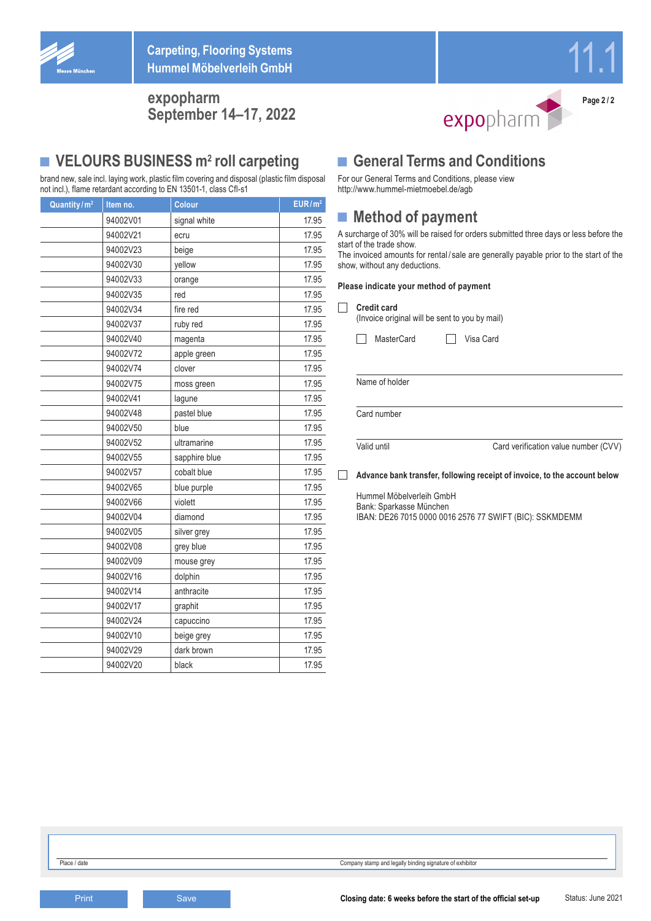# Carpeting, Flooring Systems
# Hummel Möbelverleih GmbH

11.1

**expopharm**
**September 14–17, 2022**

## VELOURS BUSINESS m² roll carpeting

brand new, sale incl. laying work, plastic film covering and disposal (plastic film disposal not incl.), flame retardant according to EN 13501-1, class Cfl-s1

| Quantity / m² | Item no. | Colour | EUR / m² |
|---|---|---|---|
| | 94002V01 | signal white | 17.95 |
| | 94002V21 | ecru | 17.95 |
| | 94002V23 | beige | 17.95 |
| | 94002V30 | yellow | 17.95 |
| | 94002V33 | orange | 17.95 |
| | 94002V35 | red | 17.95 |
| | 94002V34 | fire red | 17.95 |
| | 94002V37 | ruby red | 17.95 |
| | 94002V40 | magenta | 17.95 |
| | 94002V72 | apple green | 17.95 |
| | 94002V74 | clover | 17.95 |
| | 94002V75 | moss green | 17.95 |
| | 94002V41 | lague | 17.95 |
| | 94002V48 | pastel blue | 17.95 |
| | 94002V50 | blue | 17.95 |
| | 94002V52 | ultramarine | 17.95 |
| | 94002V55 | sapphire blue | 17.95 |
| | 94002V57 | cobalt blue | 17.95 |
| | 94002V65 | blue purple | 17.95 |
| | 94002V66 | violett | 17.95 |
| | 94002V04 | diamond | 17.95 |
| | 94002V05 | silver grey | 17.95 |
| | 94002V08 | grey blue | 17.95 |
| | 94002V09 | mouse grey | 17.95 |
| | 94002V16 | dolphin | 17.95 |
| | 94002V14 | anthracite | 17.95 |
| | 94002V17 | graphit | 17.95 |
| | 94002V24 | capuccino | 17.95 |
| | 94002V10 | beige grey | 17.95 |
| | 94002V29 | dark brown | 17.95 |
| | 94002V20 | black | 17.95 |

## General Terms and Conditions

For our General Terms and Conditions, please view
http://www.hummel-mietmoebel.de/agb

## Method of payment

A surcharge of 30% will be raised for orders submitted three days or less before the start of the trade show.
The invoiced amounts for rental / sale are generally payable prior to the start of the show, without any deductions.

**Please indicate your method of payment**

☐ **Credit card**
(Invoice original will be sent to you by mail)

☐ MasterCard ☐ Visa Card

Name of holder

Card number

Valid until — Card verification value number (CVV)

☐ **Advance bank transfer, following receipt of invoice, to the account below**

Hummel Möbelverleih GmbH
Bank: Sparkasse München
IBAN: DE26 7015 0000 0016 2576 77 SWIFT (BIC): SSKMDEMM

Place / date — Company stamp and legally binding signature of exhibitor

Print Save

**Closing date: 6 weeks before the start of the official set-up**

Status: June 2021